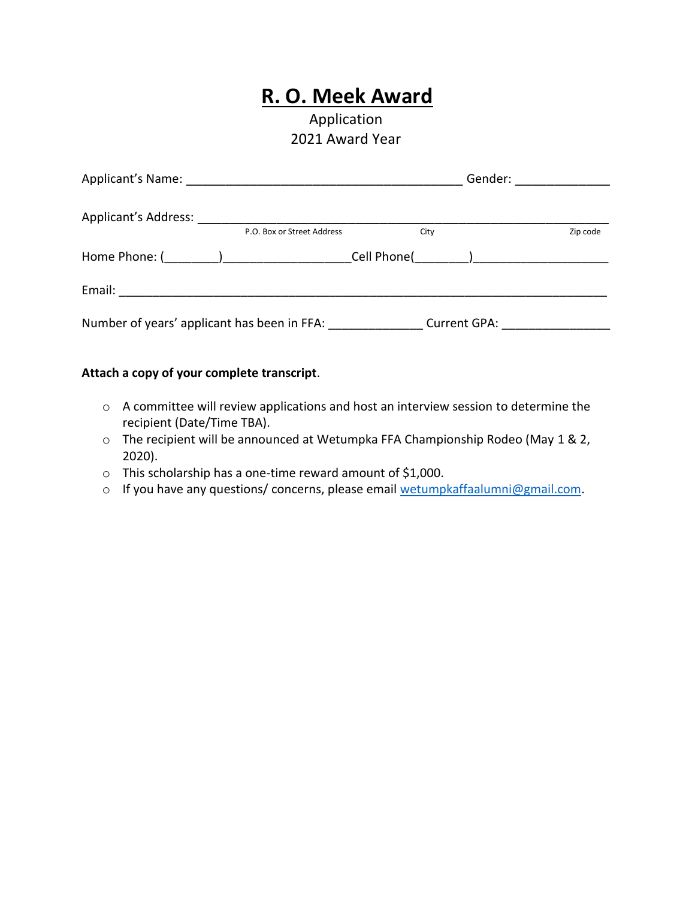# R. O. Meek Award

Application

2021 Award Year

Applicant's Name: ________________________________________ Gender: _____________

Applicant's Address: ___________________________________________________________

P.O. Box or Street Address City Zip code

Home Phone: (________)__________________Cell Phone(________)___________________

Email: _______________________________________________________________________

Number of years' applicant has been in FFA: _____________ Current GPA: _______________

**Attach a copy of your complete transcript**.

- A committee will review applications and host an interview session to determine the recipient (Date/Time TBA).
- The recipient will be announced at Wetumpka FFA Championship Rodeo (May 1 & 2, 2020).
- This scholarship has a one-time reward amount of $1,000.
- If you have any questions/ concerns, please email wetumpkaffaalumni@gmail.com.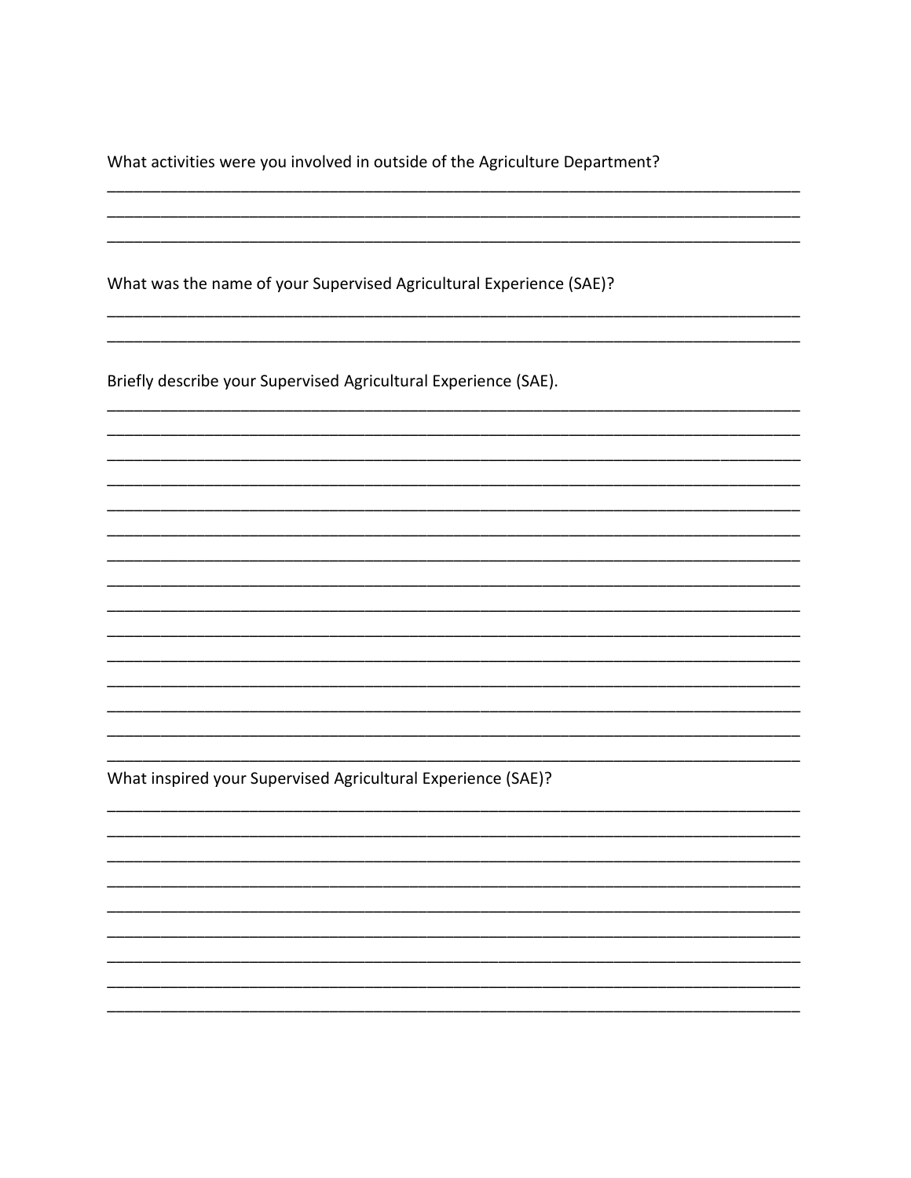What activities were you involved in outside of the Agriculture Department?

________________________________________________________________________________
________________________________________________________________________________
________________________________________________________________________________

What was the name of your Supervised Agricultural Experience (SAE)?

________________________________________________________________________________
________________________________________________________________________________

Briefly describe your Supervised Agricultural Experience (SAE).

________________________________________________________________________________
________________________________________________________________________________
________________________________________________________________________________
________________________________________________________________________________
________________________________________________________________________________
________________________________________________________________________________
________________________________________________________________________________
________________________________________________________________________________
________________________________________________________________________________
________________________________________________________________________________
________________________________________________________________________________
________________________________________________________________________________
________________________________________________________________________________
________________________________________________________________________________
________________________________________________________________________________

What inspired your Supervised Agricultural Experience (SAE)?

________________________________________________________________________________
________________________________________________________________________________
________________________________________________________________________________
________________________________________________________________________________
________________________________________________________________________________
________________________________________________________________________________
________________________________________________________________________________
________________________________________________________________________________
________________________________________________________________________________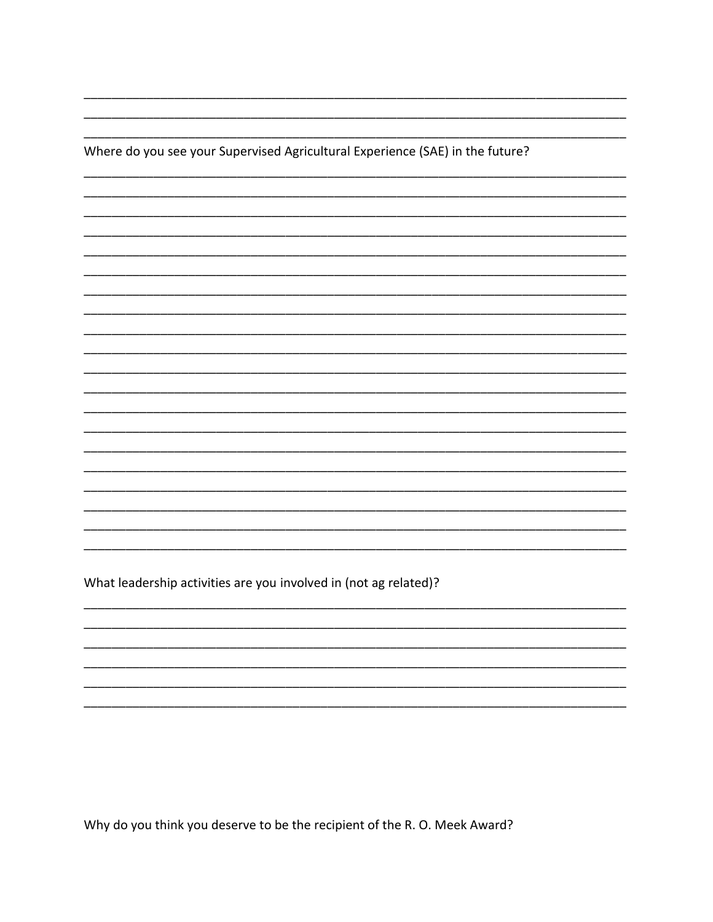Where do you see your Supervised Agricultural Experience (SAE) in the future?

What leadership activities are you involved in (not ag related)?

Why do you think you deserve to be the recipient of the R. O. Meek Award?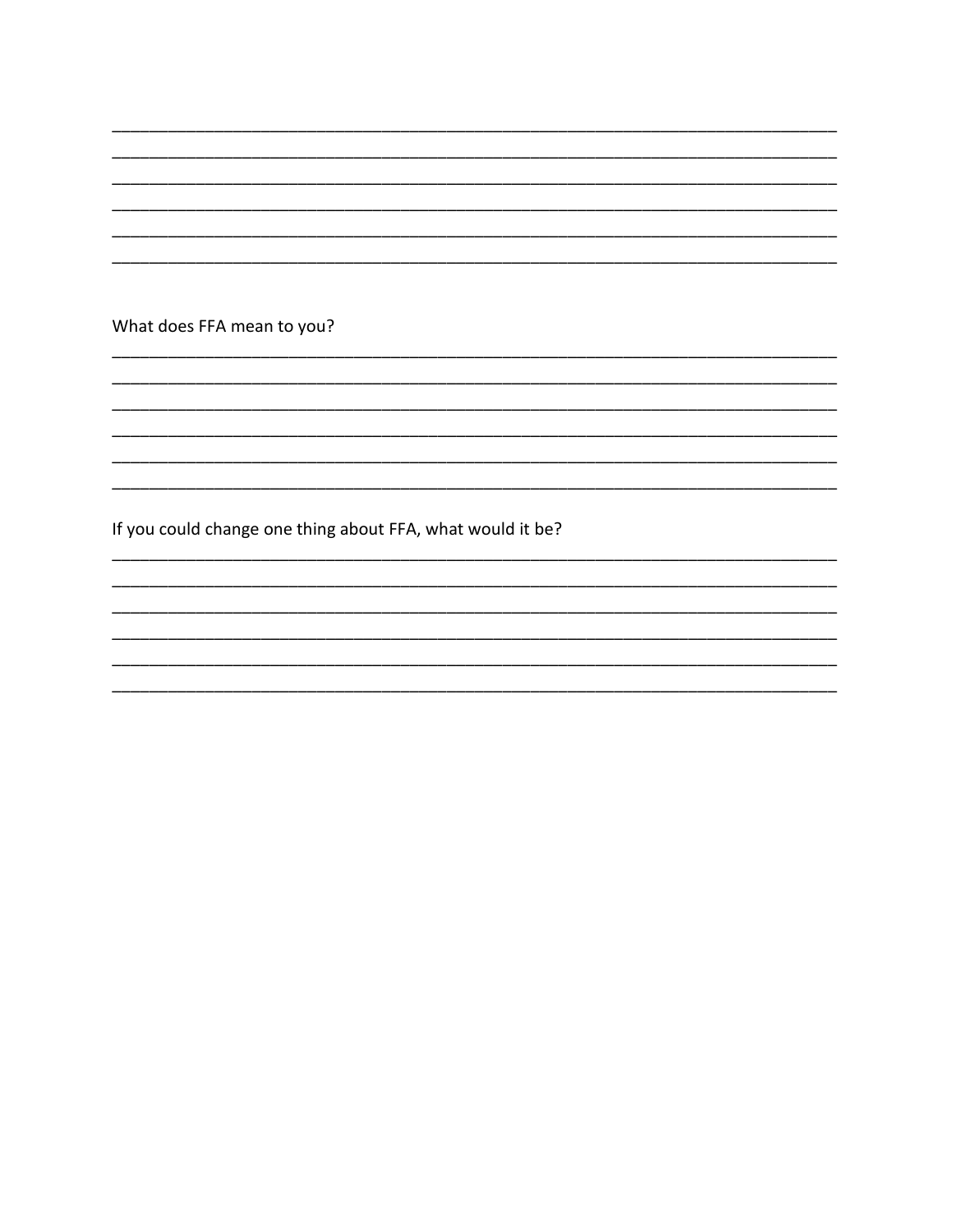______________________________________________________________________________
______________________________________________________________________________
______________________________________________________________________________
______________________________________________________________________________
______________________________________________________________________________
______________________________________________________________________________

What does FFA mean to you?

______________________________________________________________________________
______________________________________________________________________________
______________________________________________________________________________
______________________________________________________________________________
______________________________________________________________________________
______________________________________________________________________________

If you could change one thing about FFA, what would it be?

______________________________________________________________________________
______________________________________________________________________________
______________________________________________________________________________
______________________________________________________________________________
______________________________________________________________________________
______________________________________________________________________________